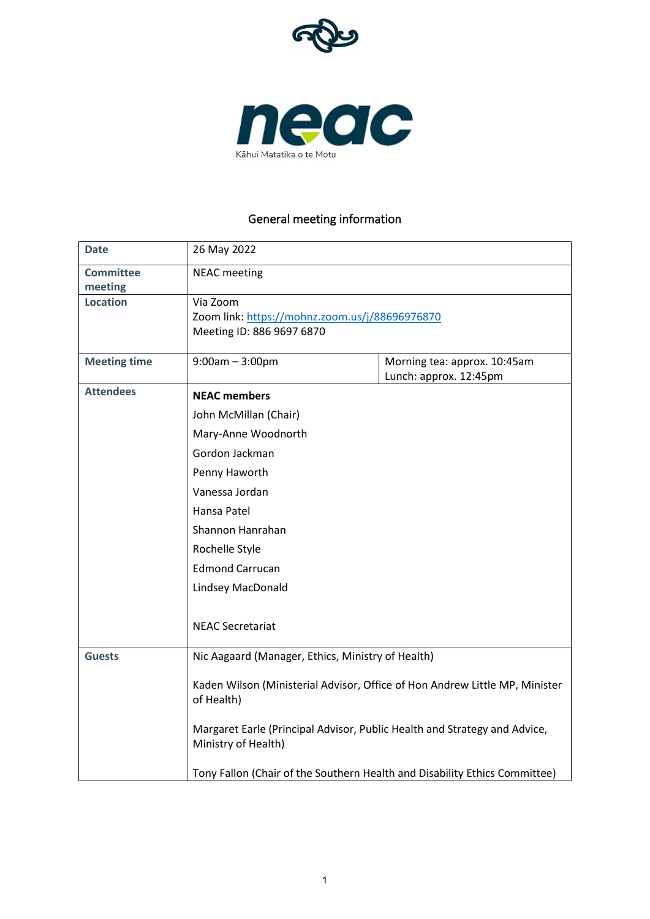neac

Kāhui Matatika o te Motu

# General meeting information

| Date | 26 May 2022 | |
|---|---|---|
| Committee meeting | NEAC meeting | |
| Location | Via Zoom<br>Zoom link: https://mohnz.zoom.us/j/88696976870<br>Meeting ID: 886 9697 6870 | |
| Meeting time | 9:00am – 3:00pm | Morning tea: approx. 10:45am<br>Lunch: approx. 12:45pm |
| Attendees | **NEAC members**<br>John McMillan (Chair)<br>Mary-Anne Woodnorth<br>Gordon Jackman<br>Penny Haworth<br>Vanessa Jordan<br>Hansa Patel<br>Shannon Hanrahan<br>Rochelle Style<br>Edmond Carrucan<br>Lindsey MacDonald<br><br>NEAC Secretariat | |
| Guests | Nic Aagaard (Manager, Ethics, Ministry of Health)<br><br>Kaden Wilson (Ministerial Advisor, Office of Hon Andrew Little MP, Minister of Health)<br><br>Margaret Earle (Principal Advisor, Public Health and Strategy and Advice, Ministry of Health)<br><br>Tony Fallon (Chair of the Southern Health and Disability Ethics Committee) | |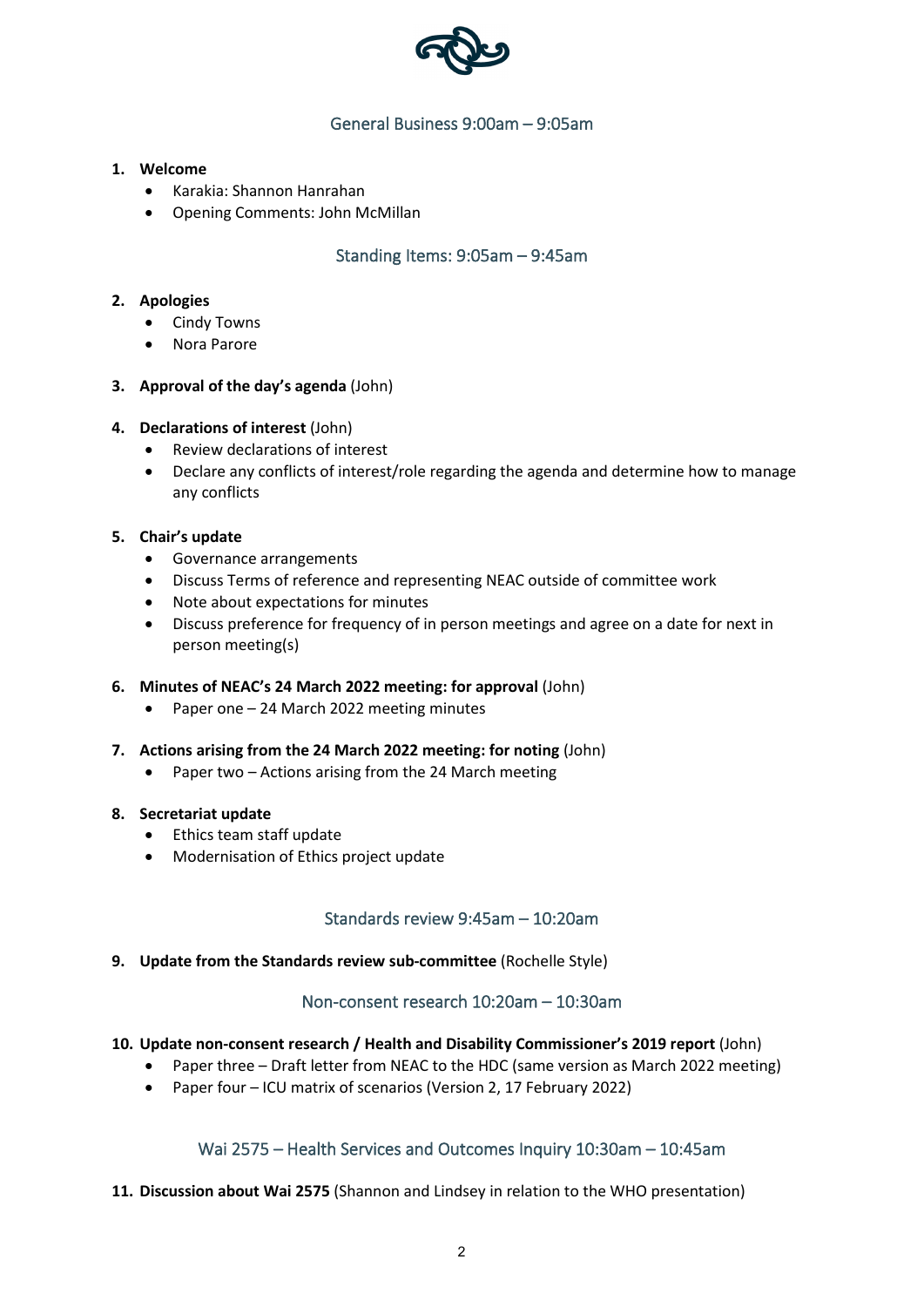## General Business 9:00am – 9:05am

1. **Welcome**
   - Karakia: Shannon Hanrahan
   - Opening Comments: John McMillan

## Standing Items: 9:05am – 9:45am

2. **Apologies**
   - Cindy Towns
   - Nora Parore

3. **Approval of the day's agenda** (John)

4. **Declarations of interest** (John)
   - Review declarations of interest
   - Declare any conflicts of interest/role regarding the agenda and determine how to manage any conflicts

5. **Chair's update**
   - Governance arrangements
   - Discuss Terms of reference and representing NEAC outside of committee work
   - Note about expectations for minutes
   - Discuss preference for frequency of in person meetings and agree on a date for next in person meeting(s)

6. **Minutes of NEAC's 24 March 2022 meeting: for approval** (John)
   - Paper one – 24 March 2022 meeting minutes

7. **Actions arising from the 24 March 2022 meeting: for noting** (John)
   - Paper two – Actions arising from the 24 March meeting

8. **Secretariat update**
   - Ethics team staff update
   - Modernisation of Ethics project update

## Standards review 9:45am – 10:20am

9. **Update from the Standards review sub-committee** (Rochelle Style)

## Non-consent research 10:20am – 10:30am

10. **Update non-consent research / Health and Disability Commissioner's 2019 report** (John)
    - Paper three – Draft letter from NEAC to the HDC (same version as March 2022 meeting)
    - Paper four – ICU matrix of scenarios (Version 2, 17 February 2022)

## Wai 2575 – Health Services and Outcomes Inquiry 10:30am – 10:45am

11. **Discussion about Wai 2575** (Shannon and Lindsey in relation to the WHO presentation)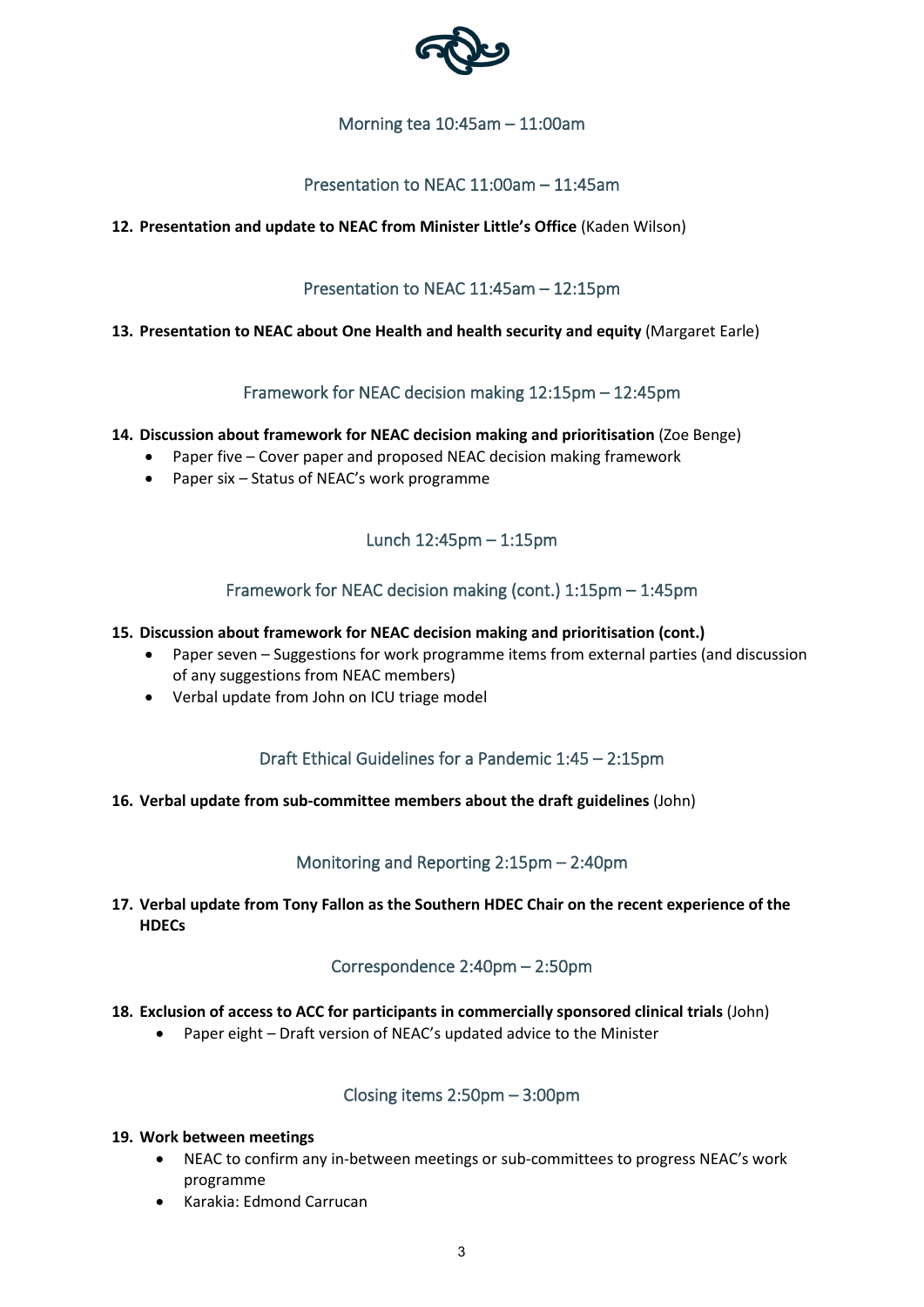## Morning tea 10:45am – 11:00am

## Presentation to NEAC 11:00am – 11:45am

12. **Presentation and update to NEAC from Minister Little's Office** (Kaden Wilson)

## Presentation to NEAC 11:45am – 12:15pm

13. **Presentation to NEAC about One Health and health security and equity** (Margaret Earle)

## Framework for NEAC decision making 12:15pm – 12:45pm

14. **Discussion about framework for NEAC decision making and prioritisation** (Zoe Benge)
    - Paper five – Cover paper and proposed NEAC decision making framework
    - Paper six – Status of NEAC's work programme

## Lunch 12:45pm – 1:15pm

## Framework for NEAC decision making (cont.) 1:15pm – 1:45pm

15. **Discussion about framework for NEAC decision making and prioritisation (cont.)**
    - Paper seven – Suggestions for work programme items from external parties (and discussion of any suggestions from NEAC members)
    - Verbal update from John on ICU triage model

## Draft Ethical Guidelines for a Pandemic 1:45 – 2:15pm

16. **Verbal update from sub-committee members about the draft guidelines** (John)

## Monitoring and Reporting 2:15pm – 2:40pm

17. **Verbal update from Tony Fallon as the Southern HDEC Chair on the recent experience of the HDECs**

## Correspondence 2:40pm – 2:50pm

18. **Exclusion of access to ACC for participants in commercially sponsored clinical trials** (John)
    - Paper eight – Draft version of NEAC's updated advice to the Minister

## Closing items 2:50pm – 3:00pm

19. **Work between meetings**
    - NEAC to confirm any in-between meetings or sub-committees to progress NEAC's work programme
    - Karakia: Edmond Carrucan